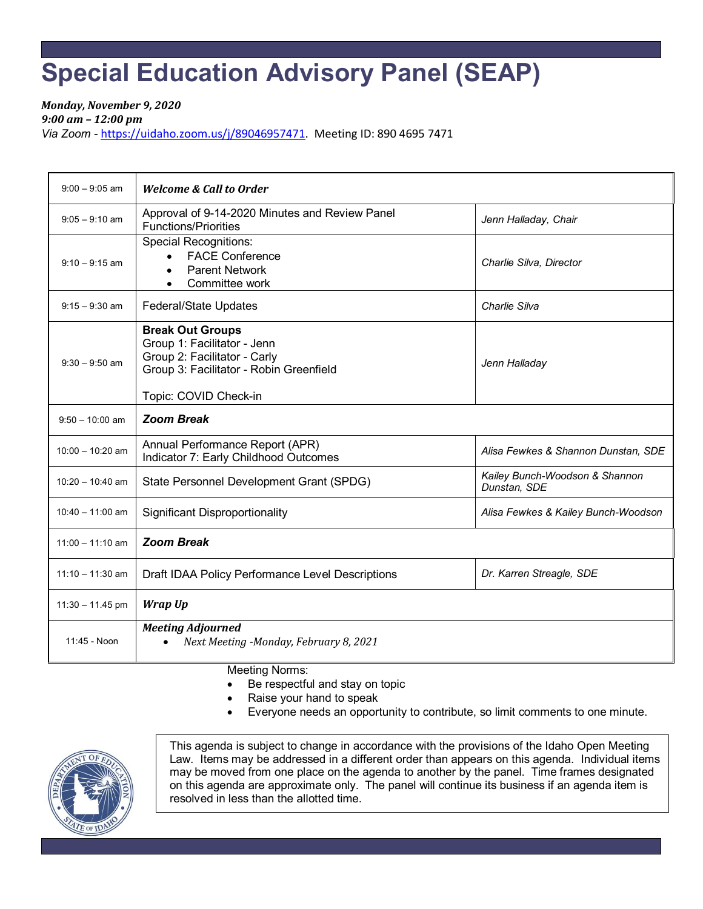# Special Education Advisory Panel (SEAP)

***Monday, November 9, 2020***
***9:00 am – 12:00 pm***
*Via Zoom* - https://uidaho.zoom.us/j/89046957471. Meeting ID: 890 4695 7471

| Time | Agenda Item | Presenter |
|---|---|---|
| 9:00 – 9:05 am | ***Welcome & Call to Order*** | |
| 9:05 – 9:10 am | Approval of 9-14-2020 Minutes and Review Panel Functions/Priorities | *Jenn Halladay, Chair* |
| 9:10 – 9:15 am | Special Recognitions:<br>• FACE Conference<br>• Parent Network<br>• Committee work | *Charlie Silva, Director* |
| 9:15 – 9:30 am | Federal/State Updates | *Charlie Silva* |
| 9:30 – 9:50 am | **Break Out Groups**<br>Group 1: Facilitator - Jenn<br>Group 2: Facilitator - Carly<br>Group 3: Facilitator - Robin Greenfield<br><br>Topic: COVID Check-in | *Jenn Halladay* |
| 9:50 – 10:00 am | ***Zoom Break*** | |
| 10:00 – 10:20 am | Annual Performance Report (APR)<br>Indicator 7: Early Childhood Outcomes | *Alisa Fewkes & Shannon Dunstan, SDE* |
| 10:20 – 10:40 am | State Personnel Development Grant (SPDG) | *Kailey Bunch-Woodson & Shannon Dunstan, SDE* |
| 10:40 – 11:00 am | Significant Disproportionality | *Alisa Fewkes & Kailey Bunch-Woodson* |
| 11:00 – 11:10 am | ***Zoom Break*** | |
| 11:10 – 11:30 am | Draft IDAA Policy Performance Level Descriptions | *Dr. Karren Streagle, SDE* |
| 11:30 – 11.45 pm | ***Wrap Up*** | |
| 11:45 - Noon | ***Meeting Adjourned***<br>• *Next Meeting -Monday, February 8, 2021* | |

Meeting Norms:

- Be respectful and stay on topic
- Raise your hand to speak
- Everyone needs an opportunity to contribute, so limit comments to one minute.

This agenda is subject to change in accordance with the provisions of the Idaho Open Meeting Law. Items may be addressed in a different order than appears on this agenda. Individual items may be moved from one place on the agenda to another by the panel. Time frames designated on this agenda are approximate only. The panel will continue its business if an agenda item is resolved in less than the allotted time.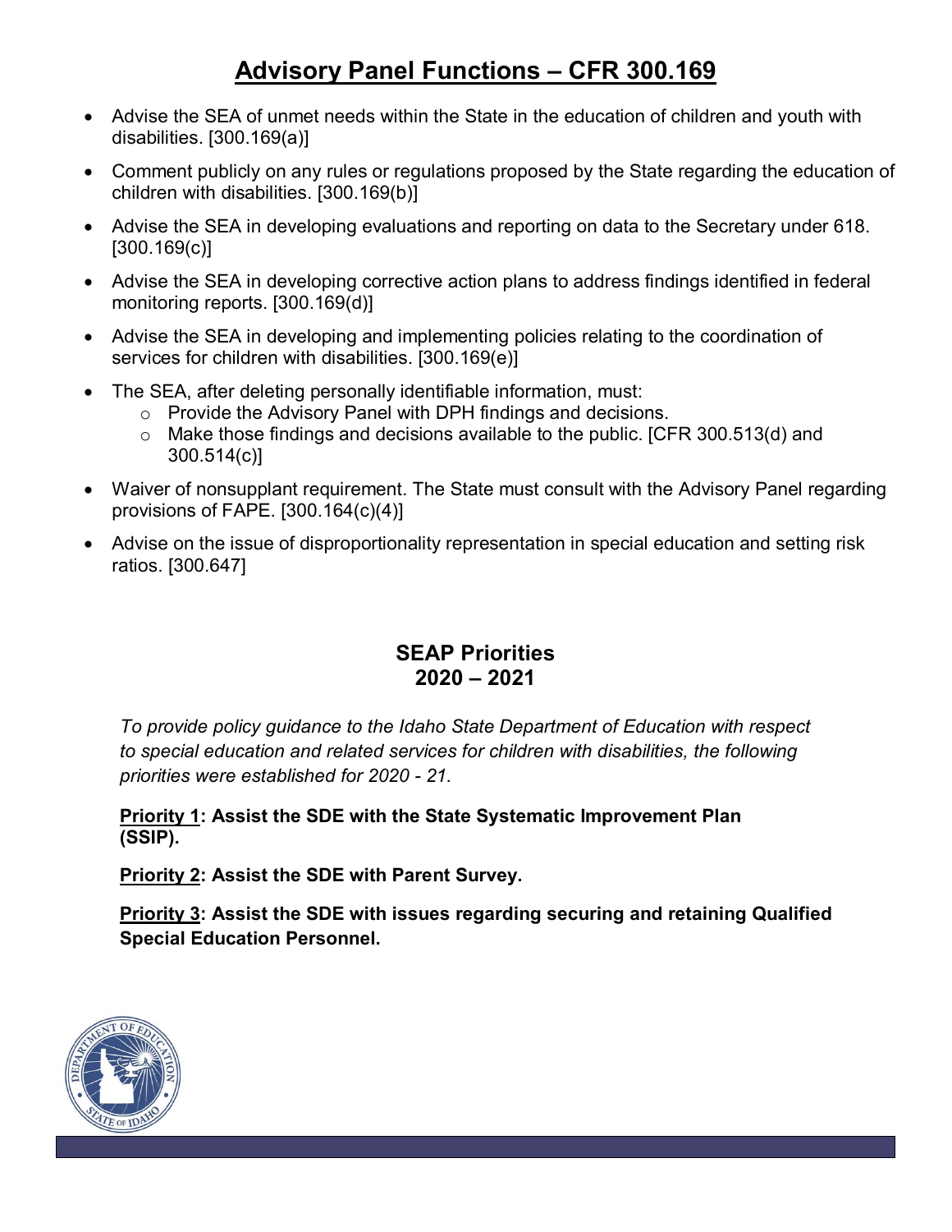# Advisory Panel Functions – CFR 300.169

- Advise the SEA of unmet needs within the State in the education of children and youth with disabilities. [300.169(a)]
- Comment publicly on any rules or regulations proposed by the State regarding the education of children with disabilities. [300.169(b)]
- Advise the SEA in developing evaluations and reporting on data to the Secretary under 618. [300.169(c)]
- Advise the SEA in developing corrective action plans to address findings identified in federal monitoring reports. [300.169(d)]
- Advise the SEA in developing and implementing policies relating to the coordination of services for children with disabilities. [300.169(e)]
- The SEA, after deleting personally identifiable information, must:
  - Provide the Advisory Panel with DPH findings and decisions.
  - Make those findings and decisions available to the public. [CFR 300.513(d) and 300.514(c)]
- Waiver of nonsupplant requirement. The State must consult with the Advisory Panel regarding provisions of FAPE. [300.164(c)(4)]
- Advise on the issue of disproportionality representation in special education and setting risk ratios. [300.647]

## SEAP Priorities 2020 – 2021

*To provide policy guidance to the Idaho State Department of Education with respect to special education and related services for children with disabilities, the following priorities were established for 2020 - 21.*

**Priority 1: Assist the SDE with the State Systematic Improvement Plan (SSIP).**

**Priority 2: Assist the SDE with Parent Survey.**

**Priority 3: Assist the SDE with issues regarding securing and retaining Qualified Special Education Personnel.**